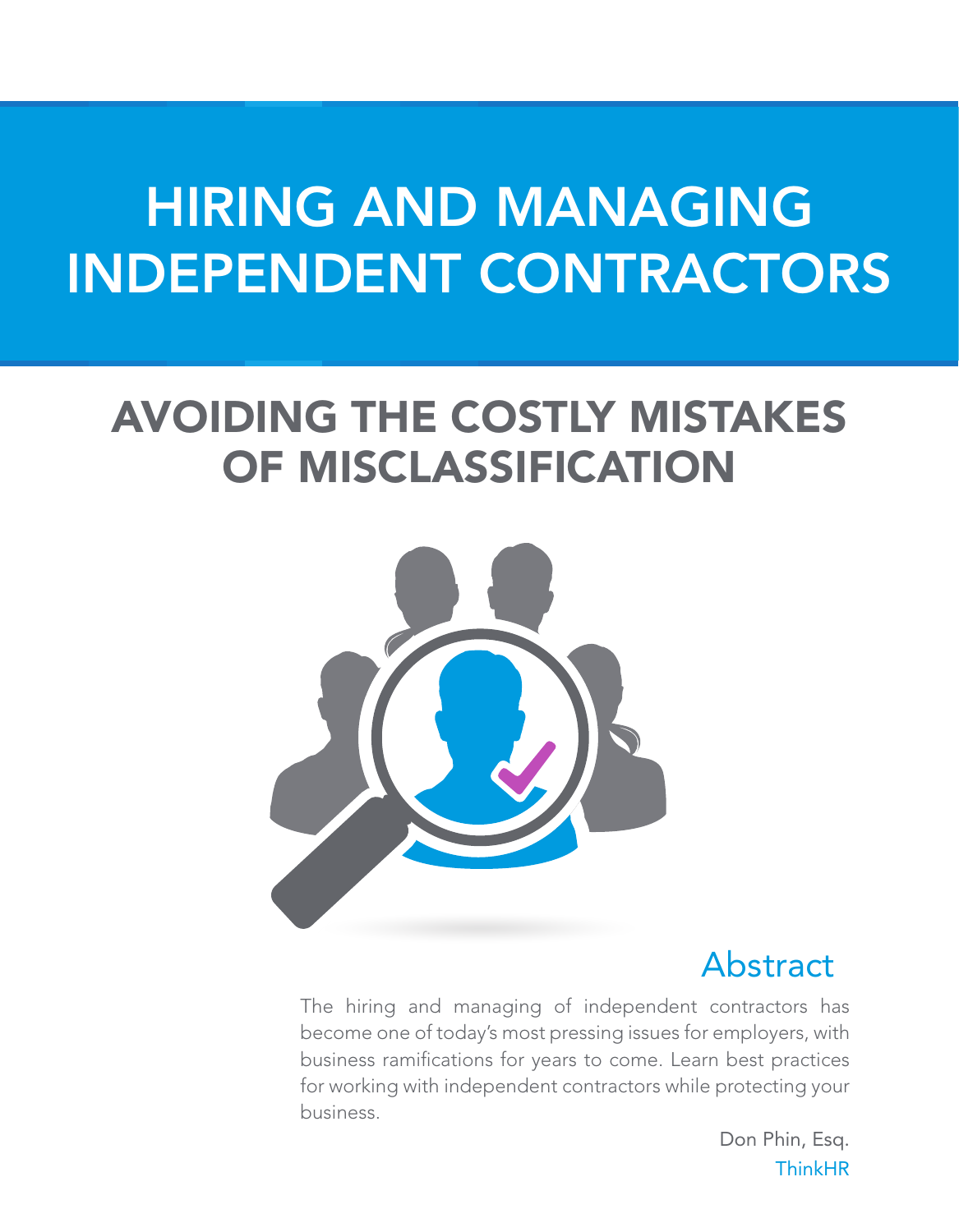# HIRING AND MANAGING INDEPENDENT CONTRACTORS

## AVOIDING THE COSTLY MISTAKES OF MISCLASSIFICATION

### Abstract

The hiring and managing of independent contractors has become one of today's most pressing issues for employers, with business ramifications for years to come. Learn best practices for working with independent contractors while protecting your business.

Don Phin, Esq.
ThinkHR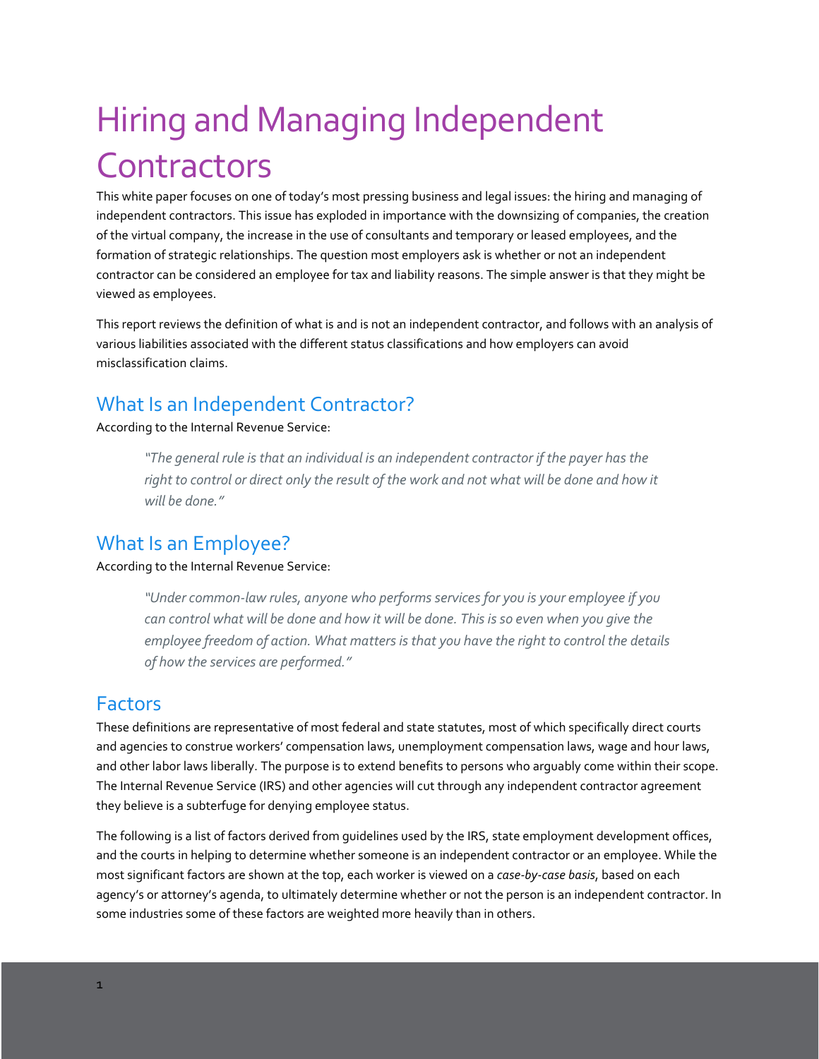# Hiring and Managing Independent Contractors

This white paper focuses on one of today's most pressing business and legal issues: the hiring and managing of independent contractors. This issue has exploded in importance with the downsizing of companies, the creation of the virtual company, the increase in the use of consultants and temporary or leased employees, and the formation of strategic relationships. The question most employers ask is whether or not an independent contractor can be considered an employee for tax and liability reasons. The simple answer is that they might be viewed as employees.

This report reviews the definition of what is and is not an independent contractor, and follows with an analysis of various liabilities associated with the different status classifications and how employers can avoid misclassification claims.

## What Is an Independent Contractor?

According to the Internal Revenue Service:

> *"The general rule is that an individual is an independent contractor if the payer has the right to control or direct only the result of the work and not what will be done and how it will be done."*

## What Is an Employee?

According to the Internal Revenue Service:

> *"Under common-law rules, anyone who performs services for you is your employee if you can control what will be done and how it will be done. This is so even when you give the employee freedom of action. What matters is that you have the right to control the details of how the services are performed."*

## Factors

These definitions are representative of most federal and state statutes, most of which specifically direct courts and agencies to construe workers' compensation laws, unemployment compensation laws, wage and hour laws, and other labor laws liberally. The purpose is to extend benefits to persons who arguably come within their scope. The Internal Revenue Service (IRS) and other agencies will cut through any independent contractor agreement they believe is a subterfuge for denying employee status.

The following is a list of factors derived from guidelines used by the IRS, state employment development offices, and the courts in helping to determine whether someone is an independent contractor or an employee. While the most significant factors are shown at the top, each worker is viewed on a *case-by-case basis*, based on each agency's or attorney's agenda, to ultimately determine whether or not the person is an independent contractor. In some industries some of these factors are weighted more heavily than in others.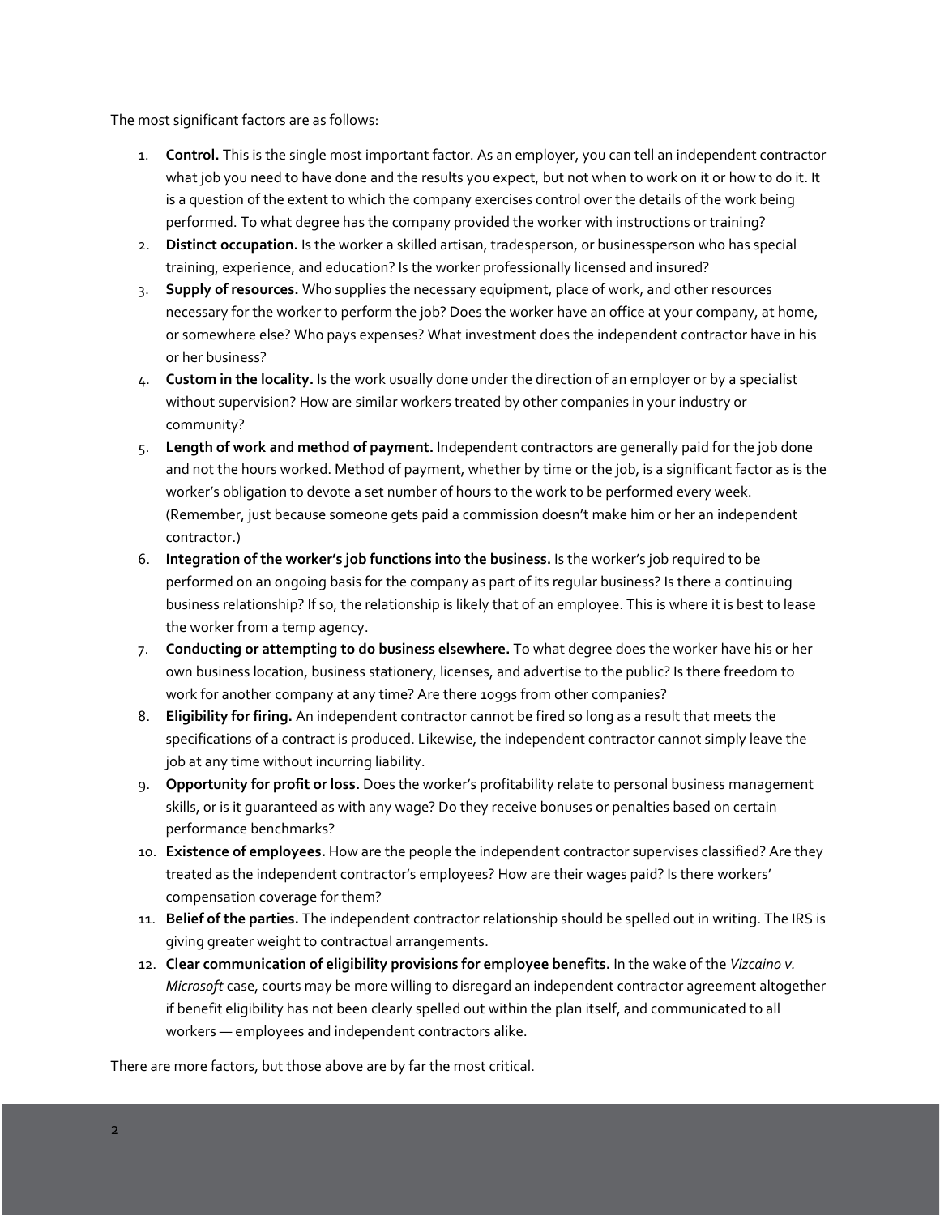The most significant factors are as follows:

1. **Control.** This is the single most important factor. As an employer, you can tell an independent contractor what job you need to have done and the results you expect, but not when to work on it or how to do it. It is a question of the extent to which the company exercises control over the details of the work being performed. To what degree has the company provided the worker with instructions or training?
2. **Distinct occupation.** Is the worker a skilled artisan, tradesperson, or businessperson who has special training, experience, and education? Is the worker professionally licensed and insured?
3. **Supply of resources.** Who supplies the necessary equipment, place of work, and other resources necessary for the worker to perform the job? Does the worker have an office at your company, at home, or somewhere else? Who pays expenses? What investment does the independent contractor have in his or her business?
4. **Custom in the locality.** Is the work usually done under the direction of an employer or by a specialist without supervision? How are similar workers treated by other companies in your industry or community?
5. **Length of work and method of payment.** Independent contractors are generally paid for the job done and not the hours worked. Method of payment, whether by time or the job, is a significant factor as is the worker's obligation to devote a set number of hours to the work to be performed every week. (Remember, just because someone gets paid a commission doesn't make him or her an independent contractor.)
6. **Integration of the worker's job functions into the business.** Is the worker's job required to be performed on an ongoing basis for the company as part of its regular business? Is there a continuing business relationship? If so, the relationship is likely that of an employee. This is where it is best to lease the worker from a temp agency.
7. **Conducting or attempting to do business elsewhere.** To what degree does the worker have his or her own business location, business stationery, licenses, and advertise to the public? Is there freedom to work for another company at any time? Are there 1099s from other companies?
8. **Eligibility for firing.** An independent contractor cannot be fired so long as a result that meets the specifications of a contract is produced. Likewise, the independent contractor cannot simply leave the job at any time without incurring liability.
9. **Opportunity for profit or loss.** Does the worker's profitability relate to personal business management skills, or is it guaranteed as with any wage? Do they receive bonuses or penalties based on certain performance benchmarks?
10. **Existence of employees.** How are the people the independent contractor supervises classified? Are they treated as the independent contractor's employees? How are their wages paid? Is there workers' compensation coverage for them?
11. **Belief of the parties.** The independent contractor relationship should be spelled out in writing. The IRS is giving greater weight to contractual arrangements.
12. **Clear communication of eligibility provisions for employee benefits.** In the wake of the *Vizcaino v. Microsoft* case, courts may be more willing to disregard an independent contractor agreement altogether if benefit eligibility has not been clearly spelled out within the plan itself, and communicated to all workers — employees and independent contractors alike.

There are more factors, but those above are by far the most critical.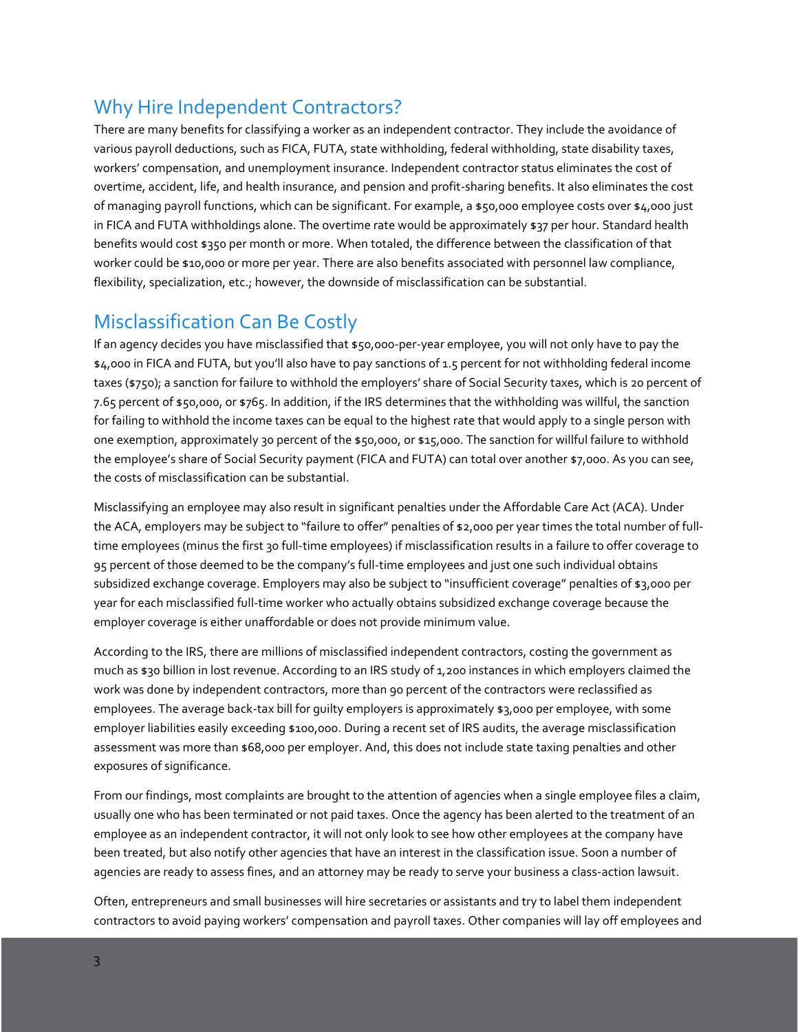## Why Hire Independent Contractors?

There are many benefits for classifying a worker as an independent contractor. They include the avoidance of various payroll deductions, such as FICA, FUTA, state withholding, federal withholding, state disability taxes, workers' compensation, and unemployment insurance. Independent contractor status eliminates the cost of overtime, accident, life, and health insurance, and pension and profit-sharing benefits. It also eliminates the cost of managing payroll functions, which can be significant. For example, a $50,000 employee costs over $4,000 just in FICA and FUTA withholdings alone. The overtime rate would be approximately $37 per hour. Standard health benefits would cost $350 per month or more. When totaled, the difference between the classification of that worker could be $10,000 or more per year. There are also benefits associated with personnel law compliance, flexibility, specialization, etc.; however, the downside of misclassification can be substantial.

## Misclassification Can Be Costly

If an agency decides you have misclassified that $50,000-per-year employee, you will not only have to pay the $4,000 in FICA and FUTA, but you'll also have to pay sanctions of 1.5 percent for not withholding federal income taxes ($750); a sanction for failure to withhold the employers' share of Social Security taxes, which is 20 percent of 7.65 percent of $50,000, or $765. In addition, if the IRS determines that the withholding was willful, the sanction for failing to withhold the income taxes can be equal to the highest rate that would apply to a single person with one exemption, approximately 30 percent of the $50,000, or $15,000. The sanction for willful failure to withhold the employee's share of Social Security payment (FICA and FUTA) can total over another $7,000. As you can see, the costs of misclassification can be substantial.

Misclassifying an employee may also result in significant penalties under the Affordable Care Act (ACA). Under the ACA, employers may be subject to "failure to offer" penalties of $2,000 per year times the total number of full-time employees (minus the first 30 full-time employees) if misclassification results in a failure to offer coverage to 95 percent of those deemed to be the company's full-time employees and just one such individual obtains subsidized exchange coverage. Employers may also be subject to "insufficient coverage" penalties of $3,000 per year for each misclassified full-time worker who actually obtains subsidized exchange coverage because the employer coverage is either unaffordable or does not provide minimum value.

According to the IRS, there are millions of misclassified independent contractors, costing the government as much as $30 billion in lost revenue. According to an IRS study of 1,200 instances in which employers claimed the work was done by independent contractors, more than 90 percent of the contractors were reclassified as employees. The average back-tax bill for guilty employers is approximately $3,000 per employee, with some employer liabilities easily exceeding $100,000. During a recent set of IRS audits, the average misclassification assessment was more than $68,000 per employer. And, this does not include state taxing penalties and other exposures of significance.

From our findings, most complaints are brought to the attention of agencies when a single employee files a claim, usually one who has been terminated or not paid taxes. Once the agency has been alerted to the treatment of an employee as an independent contractor, it will not only look to see how other employees at the company have been treated, but also notify other agencies that have an interest in the classification issue. Soon a number of agencies are ready to assess fines, and an attorney may be ready to serve your business a class-action lawsuit.

Often, entrepreneurs and small businesses will hire secretaries or assistants and try to label them independent contractors to avoid paying workers' compensation and payroll taxes. Other companies will lay off employees and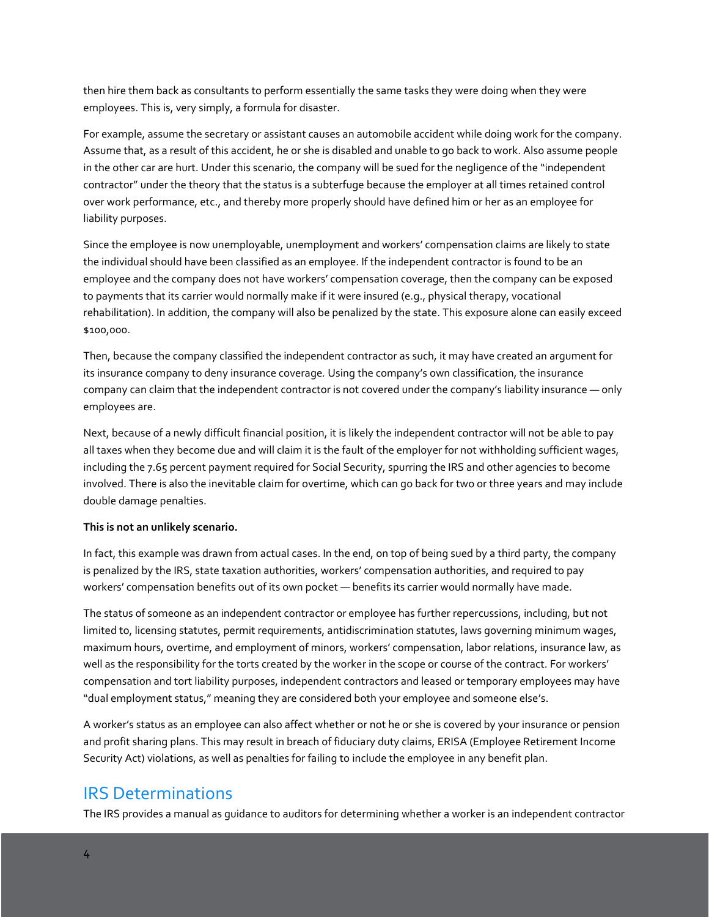then hire them back as consultants to perform essentially the same tasks they were doing when they were employees. This is, very simply, a formula for disaster.

For example, assume the secretary or assistant causes an automobile accident while doing work for the company. Assume that, as a result of this accident, he or she is disabled and unable to go back to work. Also assume people in the other car are hurt. Under this scenario, the company will be sued for the negligence of the "independent contractor" under the theory that the status is a subterfuge because the employer at all times retained control over work performance, etc., and thereby more properly should have defined him or her as an employee for liability purposes.

Since the employee is now unemployable, unemployment and workers' compensation claims are likely to state the individual should have been classified as an employee. If the independent contractor is found to be an employee and the company does not have workers' compensation coverage, then the company can be exposed to payments that its carrier would normally make if it were insured (e.g., physical therapy, vocational rehabilitation). In addition, the company will also be penalized by the state. This exposure alone can easily exceed $100,000.

Then, because the company classified the independent contractor as such, it may have created an argument for its insurance company to deny insurance coverage. Using the company's own classification, the insurance company can claim that the independent contractor is not covered under the company's liability insurance — only employees are.

Next, because of a newly difficult financial position, it is likely the independent contractor will not be able to pay all taxes when they become due and will claim it is the fault of the employer for not withholding sufficient wages, including the 7.65 percent payment required for Social Security, spurring the IRS and other agencies to become involved. There is also the inevitable claim for overtime, which can go back for two or three years and may include double damage penalties.

**This is not an unlikely scenario.**

In fact, this example was drawn from actual cases. In the end, on top of being sued by a third party, the company is penalized by the IRS, state taxation authorities, workers' compensation authorities, and required to pay workers' compensation benefits out of its own pocket — benefits its carrier would normally have made.

The status of someone as an independent contractor or employee has further repercussions, including, but not limited to, licensing statutes, permit requirements, antidiscrimination statutes, laws governing minimum wages, maximum hours, overtime, and employment of minors, workers' compensation, labor relations, insurance law, as well as the responsibility for the torts created by the worker in the scope or course of the contract. For workers' compensation and tort liability purposes, independent contractors and leased or temporary employees may have "dual employment status," meaning they are considered both your employee and someone else's.

A worker's status as an employee can also affect whether or not he or she is covered by your insurance or pension and profit sharing plans. This may result in breach of fiduciary duty claims, ERISA (Employee Retirement Income Security Act) violations, as well as penalties for failing to include the employee in any benefit plan.

## IRS Determinations

The IRS provides a manual as guidance to auditors for determining whether a worker is an independent contractor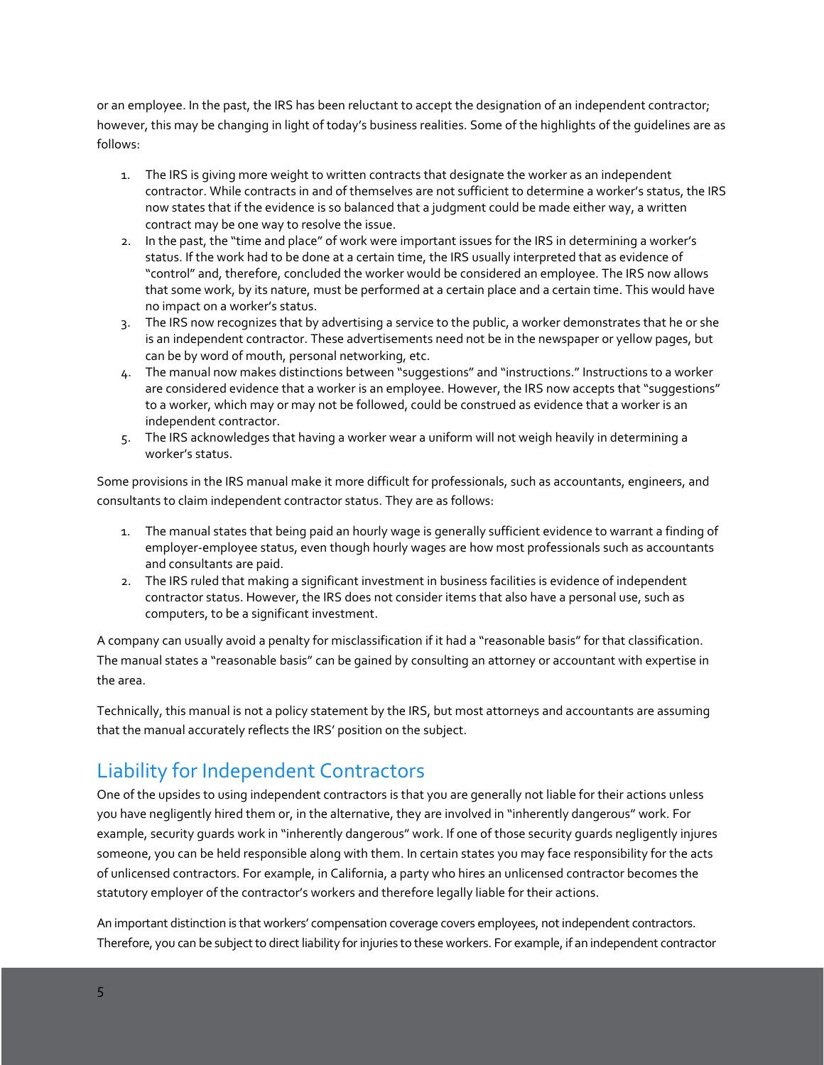or an employee. In the past, the IRS has been reluctant to accept the designation of an independent contractor; however, this may be changing in light of today's business realities. Some of the highlights of the guidelines are as follows:

1. The IRS is giving more weight to written contracts that designate the worker as an independent contractor. While contracts in and of themselves are not sufficient to determine a worker's status, the IRS now states that if the evidence is so balanced that a judgment could be made either way, a written contract may be one way to resolve the issue.
2. In the past, the "time and place" of work were important issues for the IRS in determining a worker's status. If the work had to be done at a certain time, the IRS usually interpreted that as evidence of "control" and, therefore, concluded the worker would be considered an employee. The IRS now allows that some work, by its nature, must be performed at a certain place and a certain time. This would have no impact on a worker's status.
3. The IRS now recognizes that by advertising a service to the public, a worker demonstrates that he or she is an independent contractor. These advertisements need not be in the newspaper or yellow pages, but can be by word of mouth, personal networking, etc.
4. The manual now makes distinctions between "suggestions" and "instructions." Instructions to a worker are considered evidence that a worker is an employee. However, the IRS now accepts that "suggestions" to a worker, which may or may not be followed, could be construed as evidence that a worker is an independent contractor.
5. The IRS acknowledges that having a worker wear a uniform will not weigh heavily in determining a worker's status.

Some provisions in the IRS manual make it more difficult for professionals, such as accountants, engineers, and consultants to claim independent contractor status. They are as follows:

1. The manual states that being paid an hourly wage is generally sufficient evidence to warrant a finding of employer-employee status, even though hourly wages are how most professionals such as accountants and consultants are paid.
2. The IRS ruled that making a significant investment in business facilities is evidence of independent contractor status. However, the IRS does not consider items that also have a personal use, such as computers, to be a significant investment.

A company can usually avoid a penalty for misclassification if it had a "reasonable basis" for that classification. The manual states a "reasonable basis" can be gained by consulting an attorney or accountant with expertise in the area.

Technically, this manual is not a policy statement by the IRS, but most attorneys and accountants are assuming that the manual accurately reflects the IRS' position on the subject.

## Liability for Independent Contractors

One of the upsides to using independent contractors is that you are generally not liable for their actions unless you have negligently hired them or, in the alternative, they are involved in "inherently dangerous" work. For example, security guards work in "inherently dangerous" work. If one of those security guards negligently injures someone, you can be held responsible along with them. In certain states you may face responsibility for the acts of unlicensed contractors. For example, in California, a party who hires an unlicensed contractor becomes the statutory employer of the contractor's workers and therefore legally liable for their actions.

An important distinction is that workers' compensation coverage covers employees, not independent contractors. Therefore, you can be subject to direct liability for injuries to these workers. For example, if an independent contractor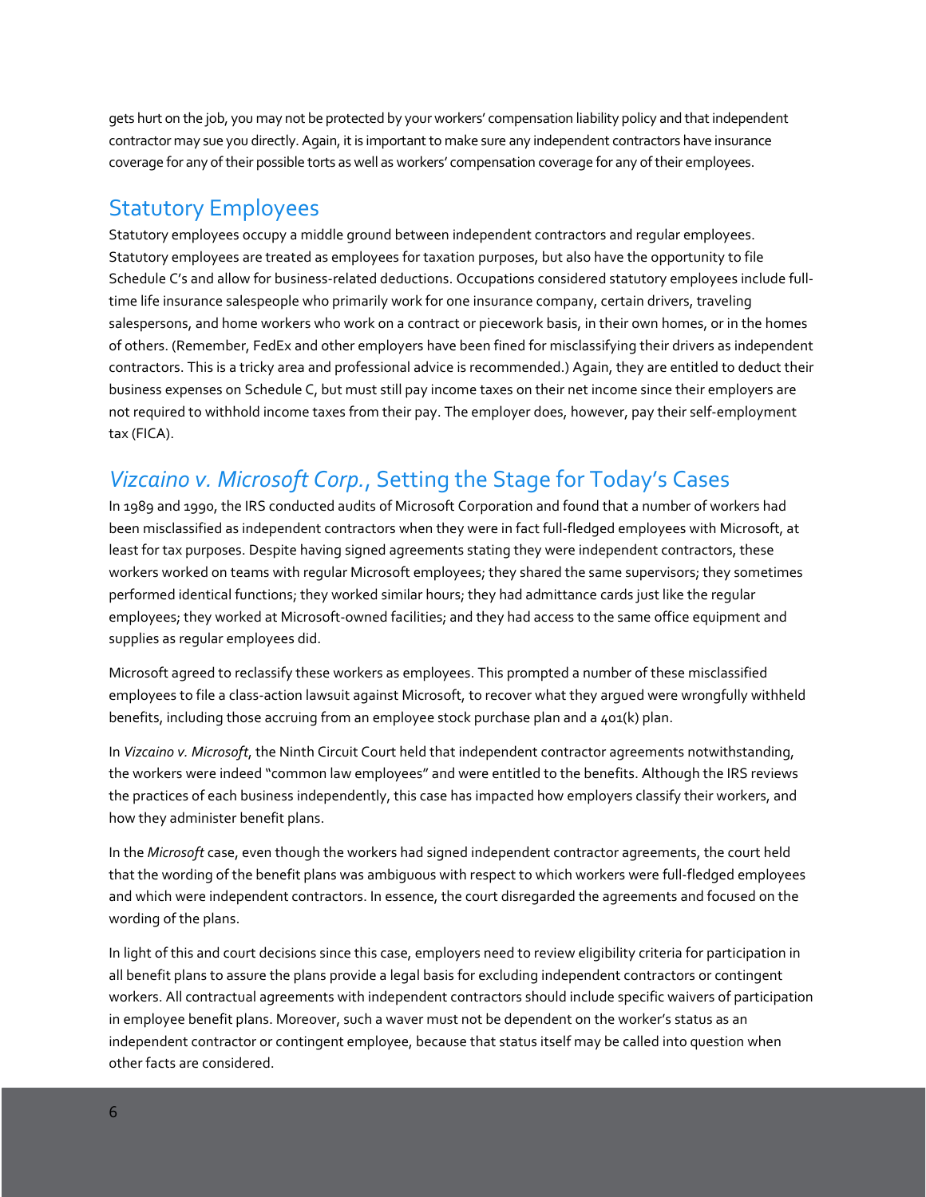gets hurt on the job, you may not be protected by your workers' compensation liability policy and that independent contractor may sue you directly. Again, it is important to make sure any independent contractors have insurance coverage for any of their possible torts as well as workers' compensation coverage for any of their employees.

## Statutory Employees

Statutory employees occupy a middle ground between independent contractors and regular employees. Statutory employees are treated as employees for taxation purposes, but also have the opportunity to file Schedule C's and allow for business-related deductions. Occupations considered statutory employees include full-time life insurance salespeople who primarily work for one insurance company, certain drivers, traveling salespersons, and home workers who work on a contract or piecework basis, in their own homes, or in the homes of others. (Remember, FedEx and other employers have been fined for misclassifying their drivers as independent contractors. This is a tricky area and professional advice is recommended.) Again, they are entitled to deduct their business expenses on Schedule C, but must still pay income taxes on their net income since their employers are not required to withhold income taxes from their pay. The employer does, however, pay their self-employment tax (FICA).

## *Vizcaino v. Microsoft Corp.*, Setting the Stage for Today's Cases

In 1989 and 1990, the IRS conducted audits of Microsoft Corporation and found that a number of workers had been misclassified as independent contractors when they were in fact full-fledged employees with Microsoft, at least for tax purposes. Despite having signed agreements stating they were independent contractors, these workers worked on teams with regular Microsoft employees; they shared the same supervisors; they sometimes performed identical functions; they worked similar hours; they had admittance cards just like the regular employees; they worked at Microsoft-owned facilities; and they had access to the same office equipment and supplies as regular employees did.

Microsoft agreed to reclassify these workers as employees. This prompted a number of these misclassified employees to file a class-action lawsuit against Microsoft, to recover what they argued were wrongfully withheld benefits, including those accruing from an employee stock purchase plan and a 401(k) plan.

In *Vizcaino v. Microsoft*, the Ninth Circuit Court held that independent contractor agreements notwithstanding, the workers were indeed "common law employees" and were entitled to the benefits. Although the IRS reviews the practices of each business independently, this case has impacted how employers classify their workers, and how they administer benefit plans.

In the *Microsoft* case, even though the workers had signed independent contractor agreements, the court held that the wording of the benefit plans was ambiguous with respect to which workers were full-fledged employees and which were independent contractors. In essence, the court disregarded the agreements and focused on the wording of the plans.

In light of this and court decisions since this case, employers need to review eligibility criteria for participation in all benefit plans to assure the plans provide a legal basis for excluding independent contractors or contingent workers. All contractual agreements with independent contractors should include specific waivers of participation in employee benefit plans. Moreover, such a waver must not be dependent on the worker's status as an independent contractor or contingent employee, because that status itself may be called into question when other facts are considered.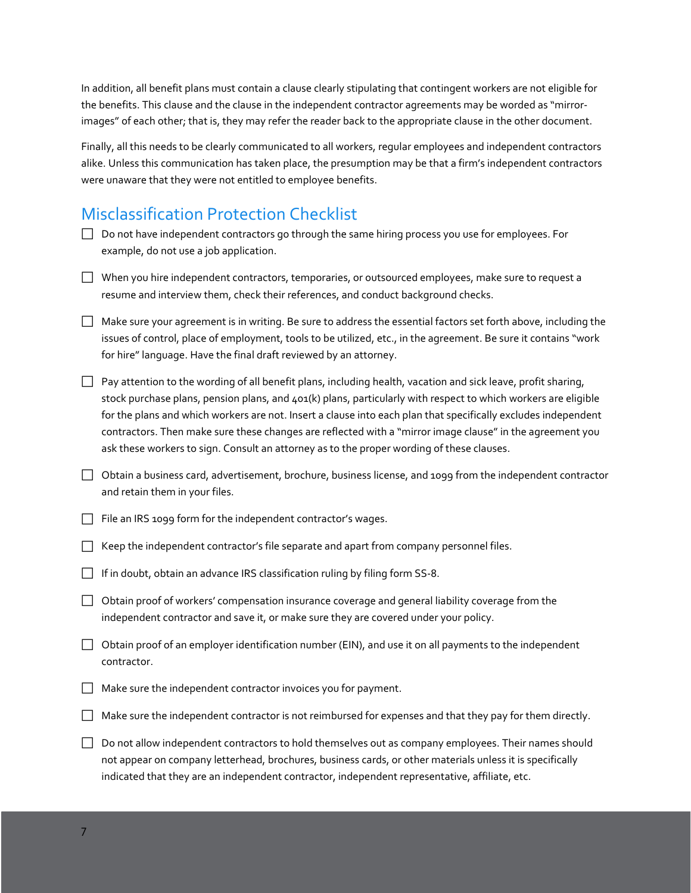In addition, all benefit plans must contain a clause clearly stipulating that contingent workers are not eligible for the benefits. This clause and the clause in the independent contractor agreements may be worded as "mirror-images" of each other; that is, they may refer the reader back to the appropriate clause in the other document.

Finally, all this needs to be clearly communicated to all workers, regular employees and independent contractors alike. Unless this communication has taken place, the presumption may be that a firm's independent contractors were unaware that they were not entitled to employee benefits.

## Misclassification Protection Checklist

- [ ] Do not have independent contractors go through the same hiring process you use for employees. For example, do not use a job application.
- [ ] When you hire independent contractors, temporaries, or outsourced employees, make sure to request a resume and interview them, check their references, and conduct background checks.
- [ ] Make sure your agreement is in writing. Be sure to address the essential factors set forth above, including the issues of control, place of employment, tools to be utilized, etc., in the agreement. Be sure it contains "work for hire" language. Have the final draft reviewed by an attorney.
- [ ] Pay attention to the wording of all benefit plans, including health, vacation and sick leave, profit sharing, stock purchase plans, pension plans, and 401(k) plans, particularly with respect to which workers are eligible for the plans and which workers are not. Insert a clause into each plan that specifically excludes independent contractors. Then make sure these changes are reflected with a "mirror image clause" in the agreement you ask these workers to sign. Consult an attorney as to the proper wording of these clauses.
- [ ] Obtain a business card, advertisement, brochure, business license, and 1099 from the independent contractor and retain them in your files.
- [ ] File an IRS 1099 form for the independent contractor's wages.
- [ ] Keep the independent contractor's file separate and apart from company personnel files.
- [ ] If in doubt, obtain an advance IRS classification ruling by filing form SS-8.
- [ ] Obtain proof of workers' compensation insurance coverage and general liability coverage from the independent contractor and save it, or make sure they are covered under your policy.
- [ ] Obtain proof of an employer identification number (EIN), and use it on all payments to the independent contractor.
- [ ] Make sure the independent contractor invoices you for payment.
- [ ] Make sure the independent contractor is not reimbursed for expenses and that they pay for them directly.
- [ ] Do not allow independent contractors to hold themselves out as company employees. Their names should not appear on company letterhead, brochures, business cards, or other materials unless it is specifically indicated that they are an independent contractor, independent representative, affiliate, etc.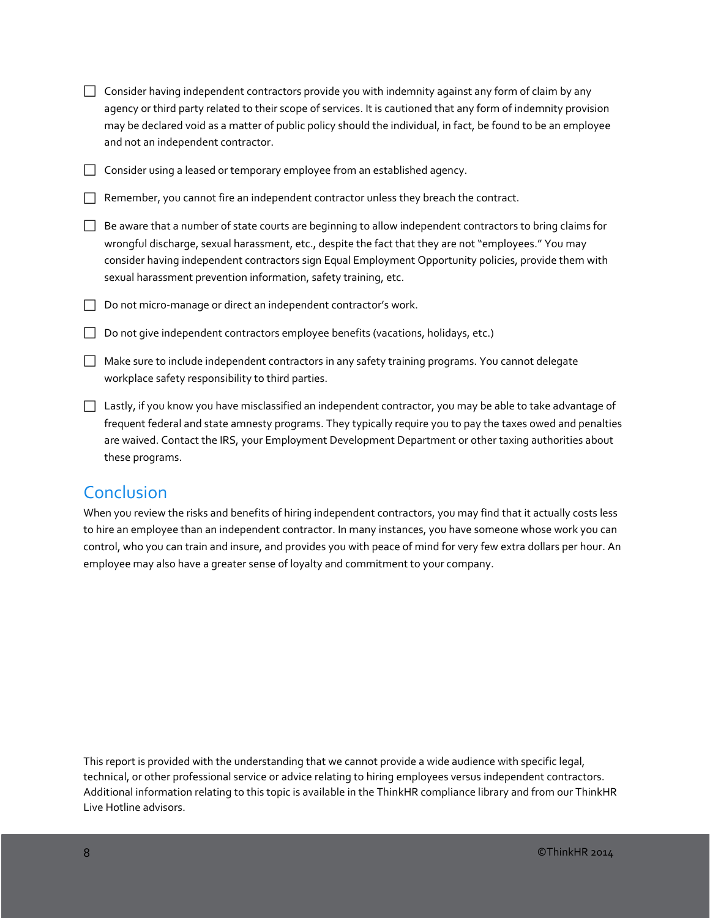- [ ] Consider having independent contractors provide you with indemnity against any form of claim by any agency or third party related to their scope of services. It is cautioned that any form of indemnity provision may be declared void as a matter of public policy should the individual, in fact, be found to be an employee and not an independent contractor.
- [ ] Consider using a leased or temporary employee from an established agency.
- [ ] Remember, you cannot fire an independent contractor unless they breach the contract.
- [ ] Be aware that a number of state courts are beginning to allow independent contractors to bring claims for wrongful discharge, sexual harassment, etc., despite the fact that they are not "employees." You may consider having independent contractors sign Equal Employment Opportunity policies, provide them with sexual harassment prevention information, safety training, etc.
- [ ] Do not micro-manage or direct an independent contractor's work.
- [ ] Do not give independent contractors employee benefits (vacations, holidays, etc.)
- [ ] Make sure to include independent contractors in any safety training programs. You cannot delegate workplace safety responsibility to third parties.
- [ ] Lastly, if you know you have misclassified an independent contractor, you may be able to take advantage of frequent federal and state amnesty programs. They typically require you to pay the taxes owed and penalties are waived. Contact the IRS, your Employment Development Department or other taxing authorities about these programs.

## Conclusion

When you review the risks and benefits of hiring independent contractors, you may find that it actually costs less to hire an employee than an independent contractor. In many instances, you have someone whose work you can control, who you can train and insure, and provides you with peace of mind for very few extra dollars per hour. An employee may also have a greater sense of loyalty and commitment to your company.

This report is provided with the understanding that we cannot provide a wide audience with specific legal, technical, or other professional service or advice relating to hiring employees versus independent contractors. Additional information relating to this topic is available in the ThinkHR compliance library and from our ThinkHR Live Hotline advisors.

©ThinkHR 2014